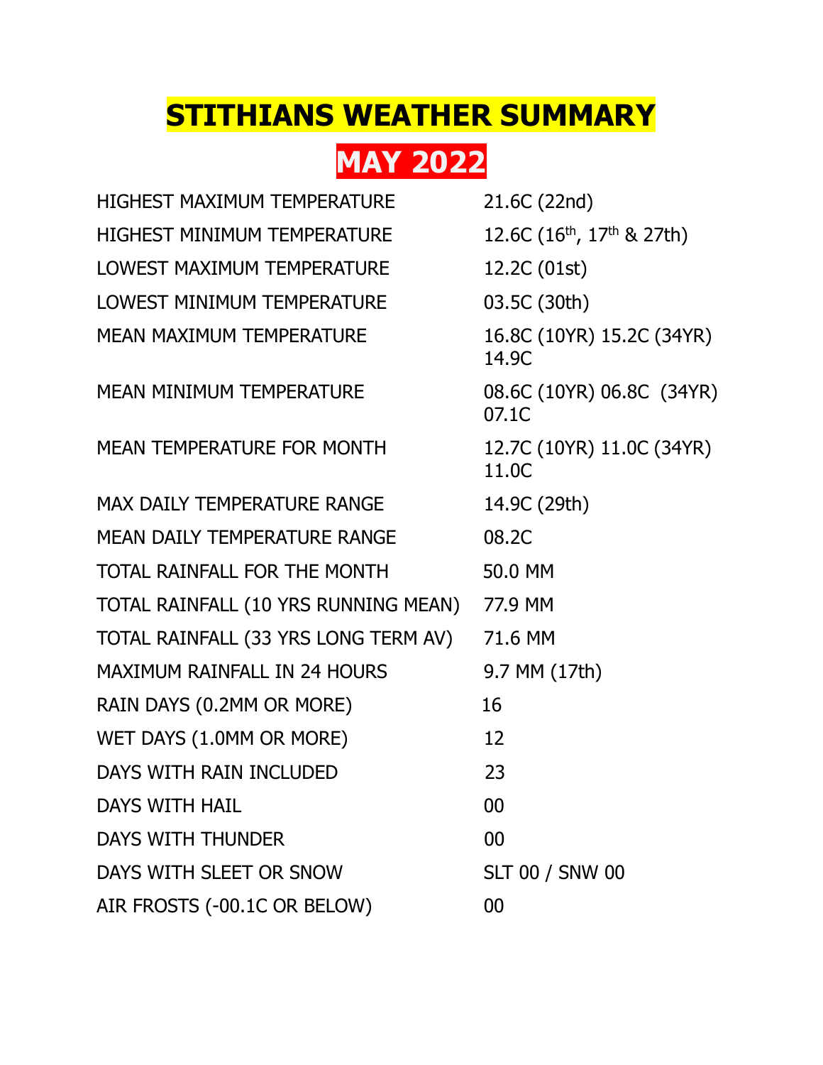# STITHIANS WEATHER SUMMARY

## MAY 2022

| | |
|---|---|
| HIGHEST MAXIMUM TEMPERATURE | 21.6C (22nd) |
| HIGHEST MINIMUM TEMPERATURE | 12.6C (16th, 17th & 27th) |
| LOWEST MAXIMUM TEMPERATURE | 12.2C (01st) |
| LOWEST MINIMUM TEMPERATURE | 03.5C (30th) |
| MEAN MAXIMUM TEMPERATURE | 16.8C (10YR) 15.2C (34YR) 14.9C |
| MEAN MINIMUM TEMPERATURE | 08.6C (10YR) 06.8C (34YR) 07.1C |
| MEAN TEMPERATURE FOR MONTH | 12.7C (10YR) 11.0C (34YR) 11.0C |
| MAX DAILY TEMPERATURE RANGE | 14.9C (29th) |
| MEAN DAILY TEMPERATURE RANGE | 08.2C |
| TOTAL RAINFALL FOR THE MONTH | 50.0 MM |
| TOTAL RAINFALL (10 YRS RUNNING MEAN) | 77.9 MM |
| TOTAL RAINFALL (33 YRS LONG TERM AV) | 71.6 MM |
| MAXIMUM RAINFALL IN 24 HOURS | 9.7 MM (17th) |
| RAIN DAYS (0.2MM OR MORE) | 16 |
| WET DAYS (1.0MM OR MORE) | 12 |
| DAYS WITH RAIN INCLUDED | 23 |
| DAYS WITH HAIL | 00 |
| DAYS WITH THUNDER | 00 |
| DAYS WITH SLEET OR SNOW | SLT 00 / SNW 00 |
| AIR FROSTS (-00.1C OR BELOW) | 00 |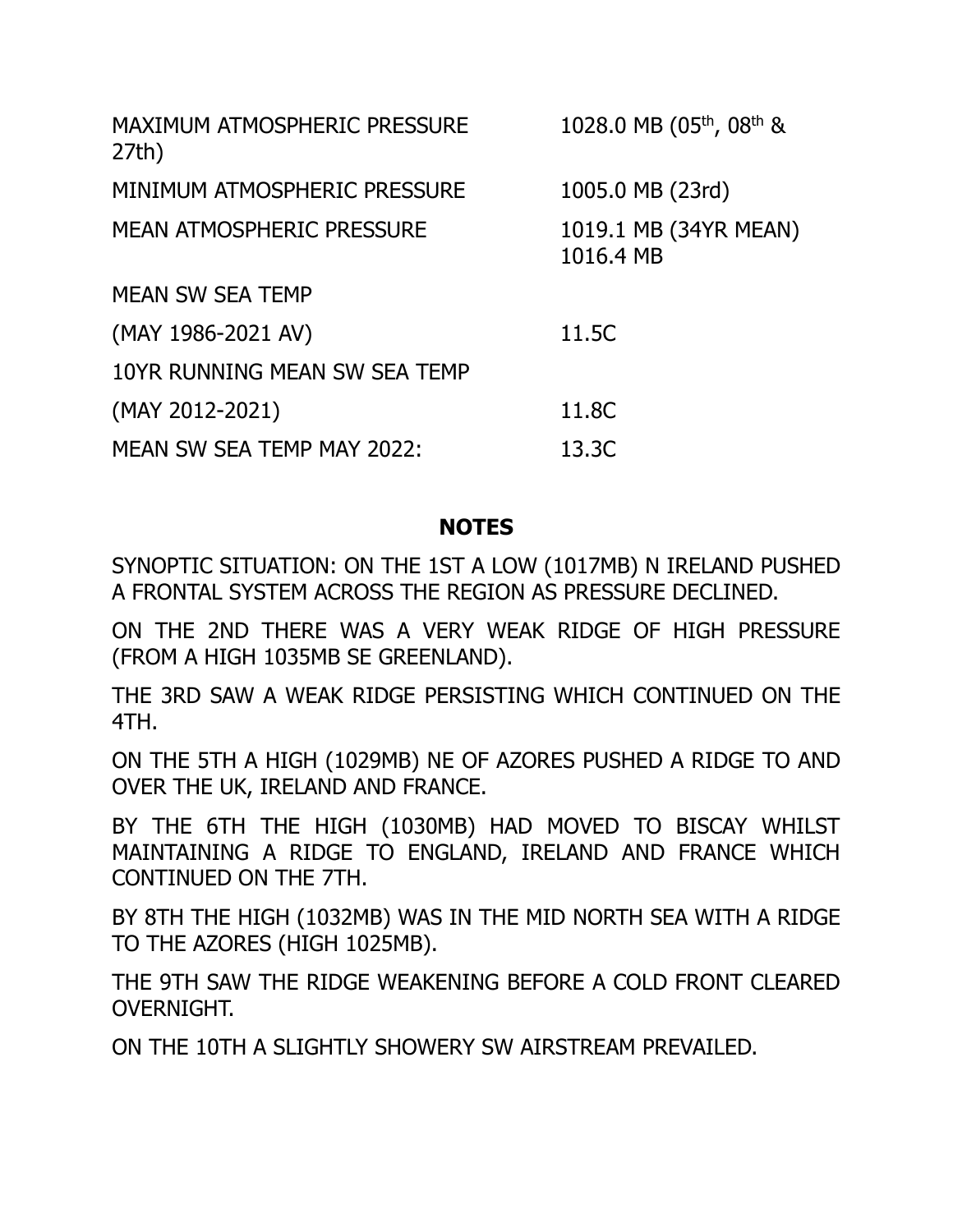| | |
|---|---|
| MAXIMUM ATMOSPHERIC PRESSURE | 1028.0 MB (05th, 08th & 27th) |
| MINIMUM ATMOSPHERIC PRESSURE | 1005.0 MB (23rd) |
| MEAN ATMOSPHERIC PRESSURE | 1019.1 MB (34YR MEAN) 1016.4 MB |
| MEAN SW SEA TEMP | |
| (MAY 1986-2021 AV) | 11.5C |
| 10YR RUNNING MEAN SW SEA TEMP | |
| (MAY 2012-2021) | 11.8C |
| MEAN SW SEA TEMP MAY 2022: | 13.3C |

## NOTES

SYNOPTIC SITUATION: ON THE 1ST A LOW (1017MB) N IRELAND PUSHED A FRONTAL SYSTEM ACROSS THE REGION AS PRESSURE DECLINED.

ON THE 2ND THERE WAS A VERY WEAK RIDGE OF HIGH PRESSURE (FROM A HIGH 1035MB SE GREENLAND).

THE 3RD SAW A WEAK RIDGE PERSISTING WHICH CONTINUED ON THE 4TH.

ON THE 5TH A HIGH (1029MB) NE OF AZORES PUSHED A RIDGE TO AND OVER THE UK, IRELAND AND FRANCE.

BY THE 6TH THE HIGH (1030MB) HAD MOVED TO BISCAY WHILST MAINTAINING A RIDGE TO ENGLAND, IRELAND AND FRANCE WHICH CONTINUED ON THE 7TH.

BY 8TH THE HIGH (1032MB) WAS IN THE MID NORTH SEA WITH A RIDGE TO THE AZORES (HIGH 1025MB).

THE 9TH SAW THE RIDGE WEAKENING BEFORE A COLD FRONT CLEARED OVERNIGHT.

ON THE 10TH A SLIGHTLY SHOWERY SW AIRSTREAM PREVAILED.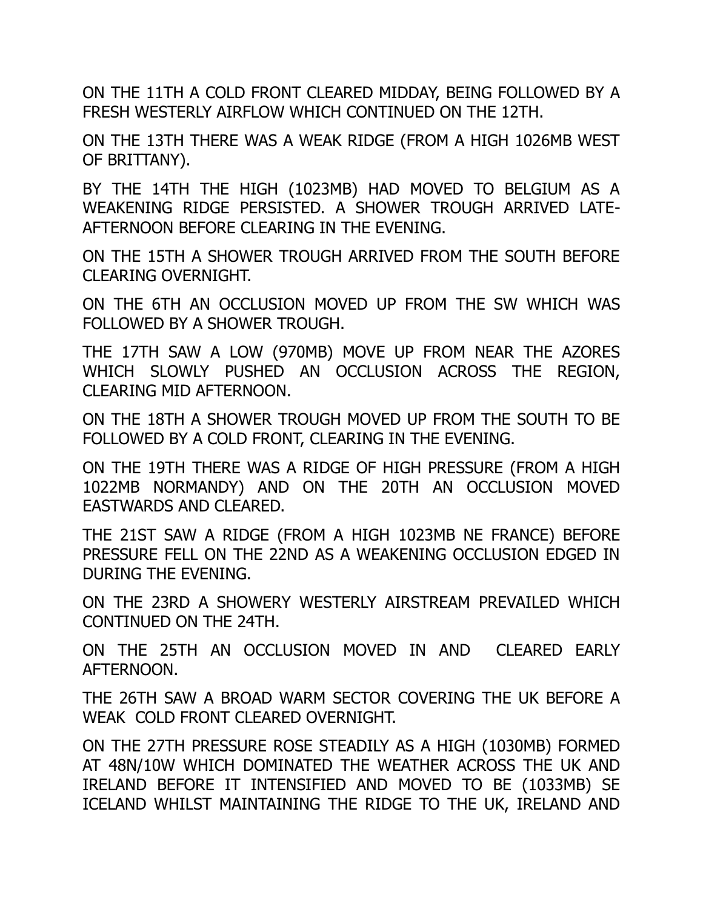ON THE 11TH A COLD FRONT CLEARED MIDDAY, BEING FOLLOWED BY A FRESH WESTERLY AIRFLOW WHICH CONTINUED ON THE 12TH.

ON THE 13TH THERE WAS A WEAK RIDGE (FROM A HIGH 1026MB WEST OF BRITTANY).

BY THE 14TH THE HIGH (1023MB) HAD MOVED TO BELGIUM AS A WEAKENING RIDGE PERSISTED. A SHOWER TROUGH ARRIVED LATE-AFTERNOON BEFORE CLEARING IN THE EVENING.

ON THE 15TH A SHOWER TROUGH ARRIVED FROM THE SOUTH BEFORE CLEARING OVERNIGHT.

ON THE 6TH AN OCCLUSION MOVED UP FROM THE SW WHICH WAS FOLLOWED BY A SHOWER TROUGH.

THE 17TH SAW A LOW (970MB) MOVE UP FROM NEAR THE AZORES WHICH SLOWLY PUSHED AN OCCLUSION ACROSS THE REGION, CLEARING MID AFTERNOON.

ON THE 18TH A SHOWER TROUGH MOVED UP FROM THE SOUTH TO BE FOLLOWED BY A COLD FRONT, CLEARING IN THE EVENING.

ON THE 19TH THERE WAS A RIDGE OF HIGH PRESSURE (FROM A HIGH 1022MB NORMANDY) AND ON THE 20TH AN OCCLUSION MOVED EASTWARDS AND CLEARED.

THE 21ST SAW A RIDGE (FROM A HIGH 1023MB NE FRANCE) BEFORE PRESSURE FELL ON THE 22ND AS A WEAKENING OCCLUSION EDGED IN DURING THE EVENING.

ON THE 23RD A SHOWERY WESTERLY AIRSTREAM PREVAILED WHICH CONTINUED ON THE 24TH.

ON THE 25TH AN OCCLUSION MOVED IN AND CLEARED EARLY AFTERNOON.

THE 26TH SAW A BROAD WARM SECTOR COVERING THE UK BEFORE A WEAK COLD FRONT CLEARED OVERNIGHT.

ON THE 27TH PRESSURE ROSE STEADILY AS A HIGH (1030MB) FORMED AT 48N/10W WHICH DOMINATED THE WEATHER ACROSS THE UK AND IRELAND BEFORE IT INTENSIFIED AND MOVED TO BE (1033MB) SE ICELAND WHILST MAINTAINING THE RIDGE TO THE UK, IRELAND AND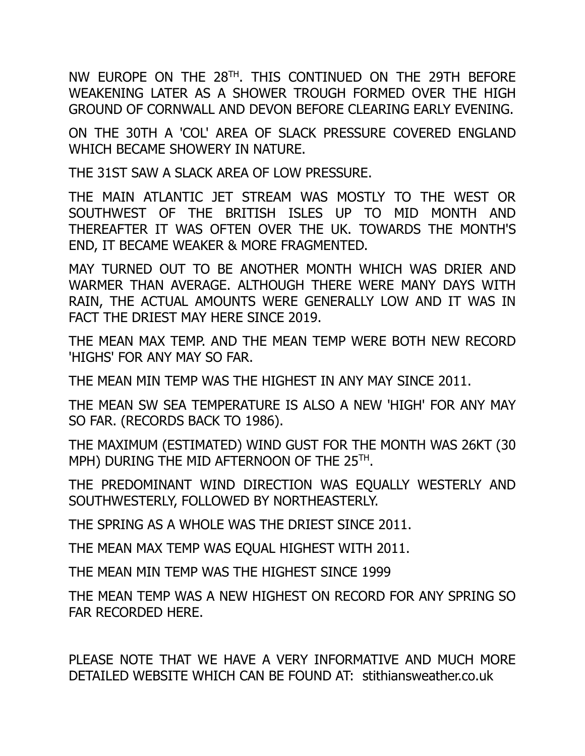NW EUROPE ON THE 28TH. THIS CONTINUED ON THE 29TH BEFORE WEAKENING LATER AS A SHOWER TROUGH FORMED OVER THE HIGH GROUND OF CORNWALL AND DEVON BEFORE CLEARING EARLY EVENING.

ON THE 30TH A 'COL' AREA OF SLACK PRESSURE COVERED ENGLAND WHICH BECAME SHOWERY IN NATURE.

THE 31ST SAW A SLACK AREA OF LOW PRESSURE.

THE MAIN ATLANTIC JET STREAM WAS MOSTLY TO THE WEST OR SOUTHWEST OF THE BRITISH ISLES UP TO MID MONTH AND THEREAFTER IT WAS OFTEN OVER THE UK. TOWARDS THE MONTH'S END, IT BECAME WEAKER & MORE FRAGMENTED.

MAY TURNED OUT TO BE ANOTHER MONTH WHICH WAS DRIER AND WARMER THAN AVERAGE. ALTHOUGH THERE WERE MANY DAYS WITH RAIN, THE ACTUAL AMOUNTS WERE GENERALLY LOW AND IT WAS IN FACT THE DRIEST MAY HERE SINCE 2019.

THE MEAN MAX TEMP. AND THE MEAN TEMP WERE BOTH NEW RECORD 'HIGHS' FOR ANY MAY SO FAR.

THE MEAN MIN TEMP WAS THE HIGHEST IN ANY MAY SINCE 2011.

THE MEAN SW SEA TEMPERATURE IS ALSO A NEW 'HIGH' FOR ANY MAY SO FAR. (RECORDS BACK TO 1986).

THE MAXIMUM (ESTIMATED) WIND GUST FOR THE MONTH WAS 26KT (30 MPH) DURING THE MID AFTERNOON OF THE 25TH.

THE PREDOMINANT WIND DIRECTION WAS EQUALLY WESTERLY AND SOUTHWESTERLY, FOLLOWED BY NORTHEASTERLY.

THE SPRING AS A WHOLE WAS THE DRIEST SINCE 2011.

THE MEAN MAX TEMP WAS EQUAL HIGHEST WITH 2011.

THE MEAN MIN TEMP WAS THE HIGHEST SINCE 1999

THE MEAN TEMP WAS A NEW HIGHEST ON RECORD FOR ANY SPRING SO FAR RECORDED HERE.

PLEASE NOTE THAT WE HAVE A VERY INFORMATIVE AND MUCH MORE DETAILED WEBSITE WHICH CAN BE FOUND AT: stithiansweather.co.uk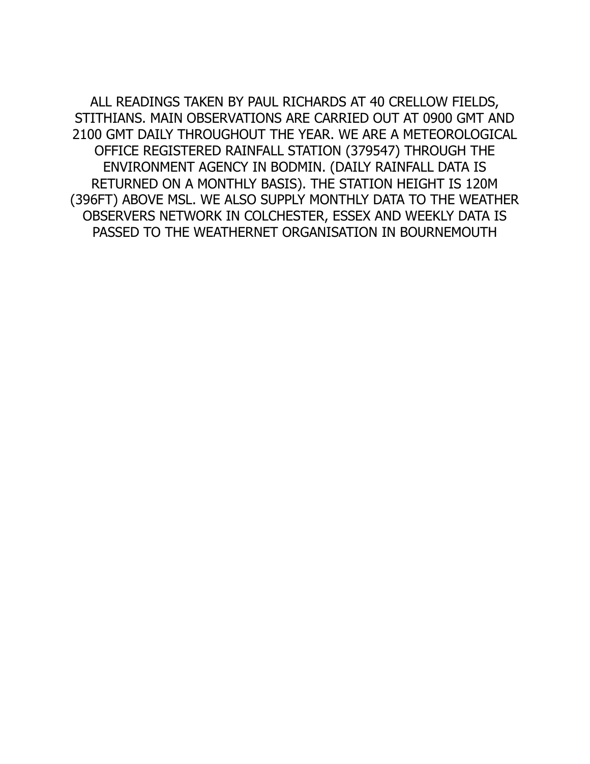ALL READINGS TAKEN BY PAUL RICHARDS AT 40 CRELLOW FIELDS, STITHIANS. MAIN OBSERVATIONS ARE CARRIED OUT AT 0900 GMT AND 2100 GMT DAILY THROUGHOUT THE YEAR. WE ARE A METEOROLOGICAL OFFICE REGISTERED RAINFALL STATION (379547) THROUGH THE ENVIRONMENT AGENCY IN BODMIN. (DAILY RAINFALL DATA IS RETURNED ON A MONTHLY BASIS). THE STATION HEIGHT IS 120M (396FT) ABOVE MSL. WE ALSO SUPPLY MONTHLY DATA TO THE WEATHER OBSERVERS NETWORK IN COLCHESTER, ESSEX AND WEEKLY DATA IS PASSED TO THE WEATHERNET ORGANISATION IN BOURNEMOUTH